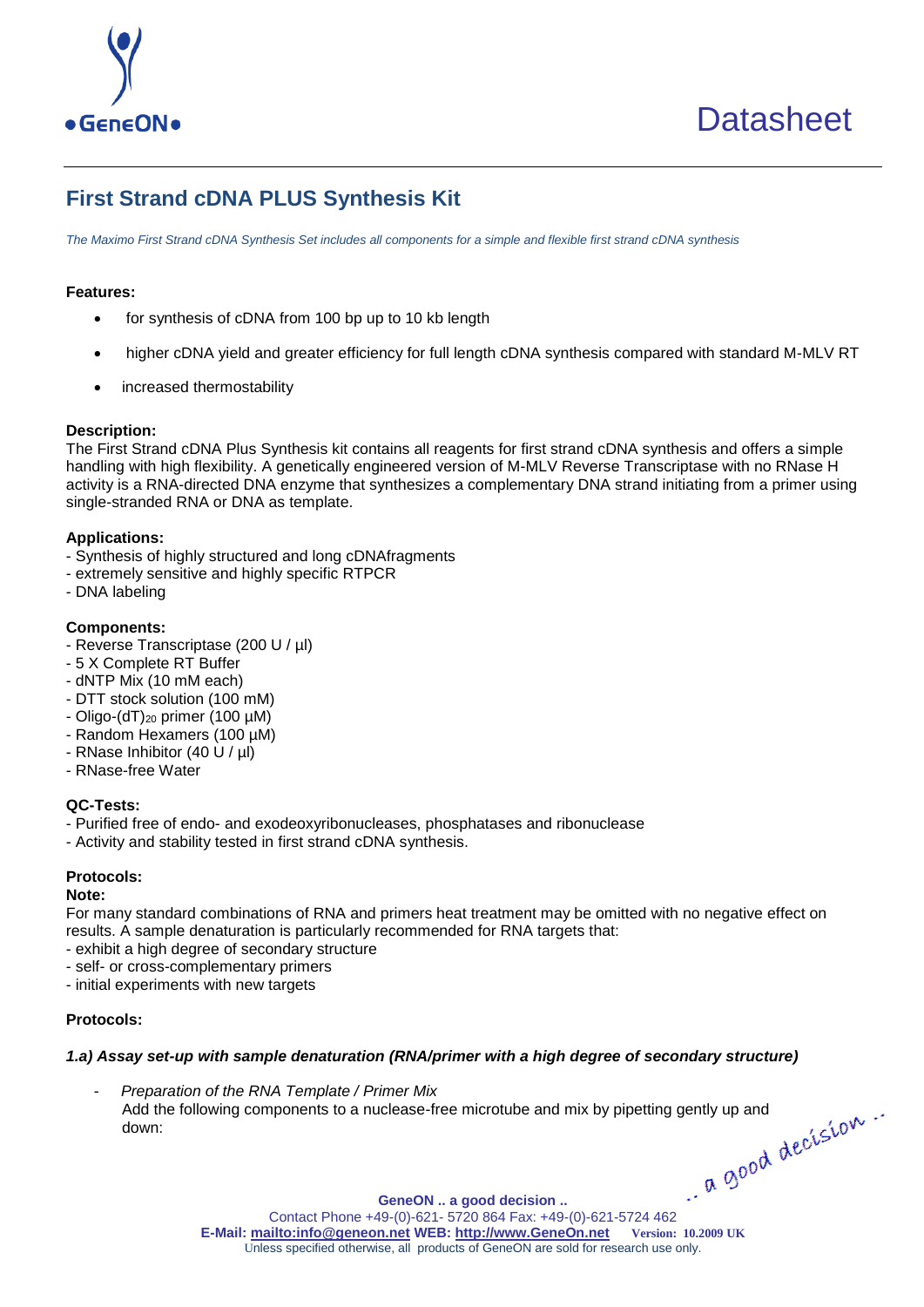# First Strand cDNA PLUS Synthesis Kit

*The Maximo First Strand cDNA Synthesis Set includes all components for a simple and flexible first strand cDNA synthesis*

**Features:**

- for synthesis of cDNA from 100 bp up to 10 kb length
- higher cDNA yield and greater efficiency for full length cDNA synthesis compared with standard M-MLV RT
- increased thermostability

**Description:**

The First Strand cDNA Plus Synthesis kit contains all reagents for first strand cDNA synthesis and offers a simple handling with high flexibility. A genetically engineered version of M-MLV Reverse Transcriptase with no RNase H activity is a RNA-directed DNA enzyme that synthesizes a complementary DNA strand initiating from a primer using single-stranded RNA or DNA as template.

**Applications:**

- Synthesis of highly structured and long cDNAfragments
- extremely sensitive and highly specific RTPCR
- DNA labeling

**Components:**

- Reverse Transcriptase (200 U / µl)
- 5 X Complete RT Buffer
- dNTP Mix (10 mM each)
- DTT stock solution (100 mM)
- Oligo-$(dT)_{20}$ primer (100 µM)
- Random Hexamers (100 µM)
- RNase Inhibitor (40 U / µl)
- RNase-free Water

**QC-Tests:**

- Purified free of endo- and exodeoxyribonucleases, phosphatases and ribonuclease
- Activity and stability tested in first strand cDNA synthesis.

**Protocols:**

**Note:**

For many standard combinations of RNA and primers heat treatment may be omitted with no negative effect on results. A sample denaturation is particularly recommended for RNA targets that:

- exhibit a high degree of secondary structure
- self- or cross-complementary primers
- initial experiments with new targets

**Protocols:**

***1.a) Assay set-up with sample denaturation (RNA/primer with a high degree of secondary structure)***

- *Preparation of the RNA Template / Primer Mix*
  Add the following components to a nuclease-free microtube and mix by pipetting gently up and down: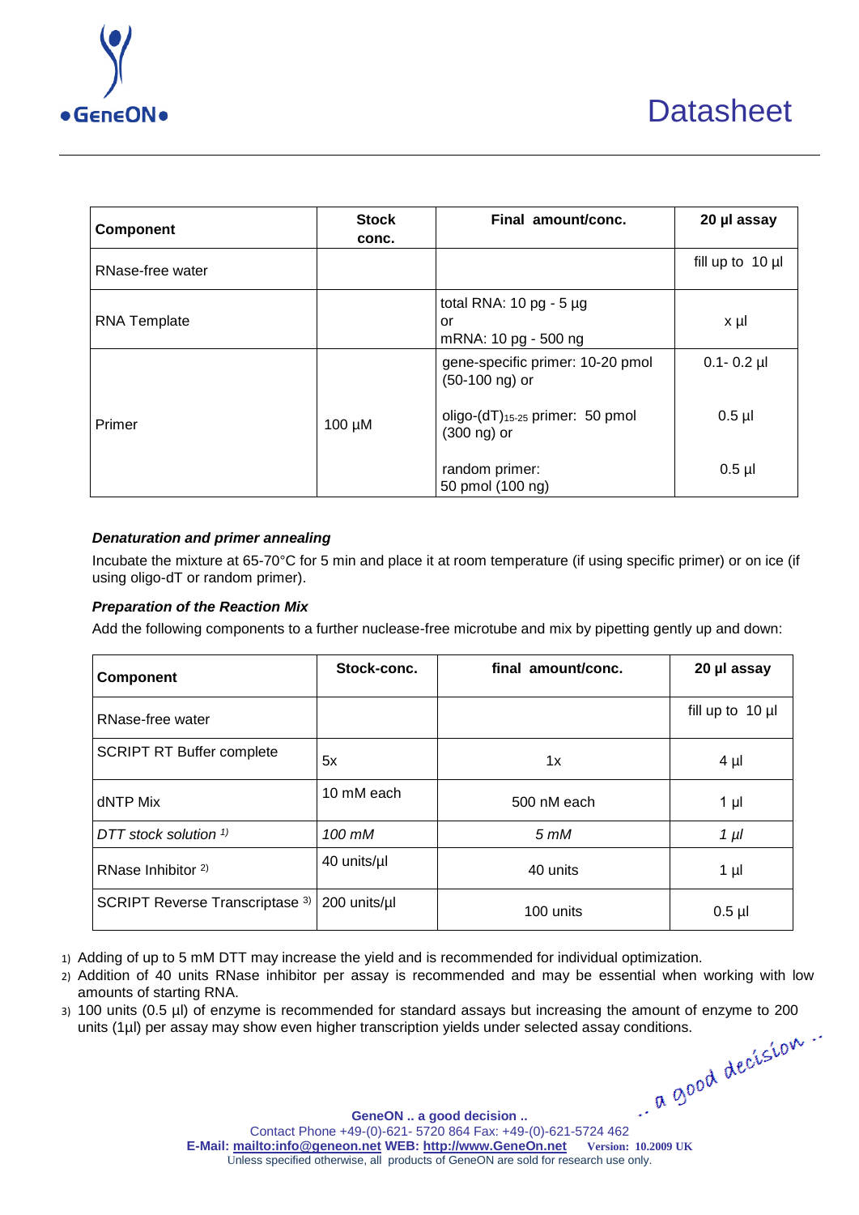| Component | Stock conc. | Final amount/conc. | 20 µl assay |
|---|---|---|---|
| RNase-free water | | | fill up to 10 µl |
| RNA Template | | total RNA: 10 pg - 5 µg or mRNA: 10 pg - 500 ng | x µl |
| Primer | 100 µM | gene-specific primer: 10-20 pmol (50-100 ng) or | 0.1- 0.2 µl |
| | | oligo-(dT)$_{15-25}$ primer: 50 pmol (300 ng) or | 0.5 µl |
| | | random primer: 50 pmol (100 ng) | 0.5 µl |

***Denaturation and primer annealing***

Incubate the mixture at 65-70°C for 5 min and place it at room temperature (if using specific primer) or on ice (if using oligo-dT or random primer).

***Preparation of the Reaction Mix***

Add the following components to a further nuclease-free microtube and mix by pipetting gently up and down:

| Component | Stock-conc. | final amount/conc. | 20 µl assay |
|---|---|---|---|
| RNase-free water | | | fill up to 10 µl |
| SCRIPT RT Buffer complete | 5x | 1x | 4 µl |
| dNTP Mix | 10 mM each | 500 nM each | 1 µl |
| *DTT stock solution [1)]* | *100 mM* | *5 mM* | *1 µl* |
| RNase Inhibitor [2)] | 40 units/µl | 40 units | 1 µl |
| SCRIPT Reverse Transcriptase [3)] | 200 units/µl | 100 units | 0.5 µl |

1) Adding of up to 5 mM DTT may increase the yield and is recommended for individual optimization.
2) Addition of 40 units RNase inhibitor per assay is recommended and may be essential when working with low amounts of starting RNA.
3) 100 units (0.5 µl) of enzyme is recommended for standard assays but increasing the amount of enzyme to 200 units (1µl) per assay may show even higher transcription yields under selected assay conditions.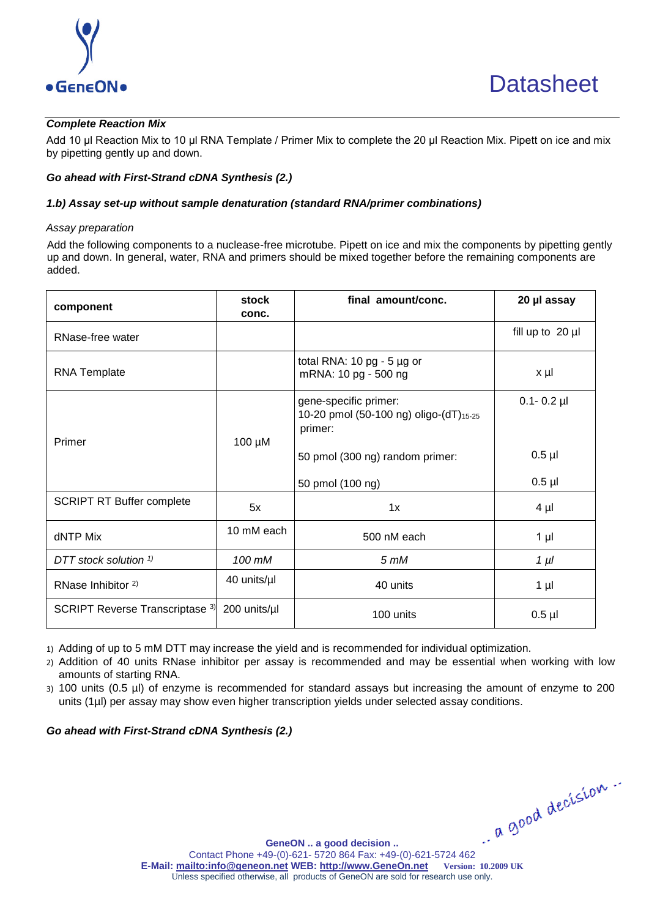***Complete Reaction Mix***

Add 10 µl Reaction Mix to 10 µl RNA Template / Primer Mix to complete the 20 µl Reaction Mix. Pipett on ice and mix by pipetting gently up and down.

***Go ahead with First-Strand cDNA Synthesis (2.)***

***1.b) Assay set-up without sample denaturation (standard RNA/primer combinations)***

*Assay preparation*

Add the following components to a nuclease-free microtube. Pipett on ice and mix the components by pipetting gently up and down. In general, water, RNA and primers should be mixed together before the remaining components are added.

| component | stock conc. | final amount/conc. | 20 µl assay |
|---|---|---|---|
| RNase-free water | | | fill up to 20 µl |
| RNA Template | | total RNA: 10 pg - 5 µg or mRNA: 10 pg - 500 ng | x µl |
| Primer | 100 µM | gene-specific primer: 10-20 pmol (50-100 ng) oligo-(dT)$_{15-25}$ primer: | 0.1- 0.2 µl |
| | | 50 pmol (300 ng) random primer: | 0.5 µl |
| | | 50 pmol (100 ng) | 0.5 µl |
| SCRIPT RT Buffer complete | 5x | 1x | 4 µl |
| dNTP Mix | 10 mM each | 500 nM each | 1 µl |
| *DTT stock solution [1)]* | *100 mM* | *5 mM* | *1 µl* |
| RNase Inhibitor [2)] | 40 units/µl | 40 units | 1 µl |
| SCRIPT Reverse Transcriptase [3)] | 200 units/µl | 100 units | 0.5 µl |

1) Adding of up to 5 mM DTT may increase the yield and is recommended for individual optimization.
2) Addition of 40 units RNase inhibitor per assay is recommended and may be essential when working with low amounts of starting RNA.
3) 100 units (0.5 µl) of enzyme is recommended for standard assays but increasing the amount of enzyme to 200 units (1µl) per assay may show even higher transcription yields under selected assay conditions.

***Go ahead with First-Strand cDNA Synthesis (2.)***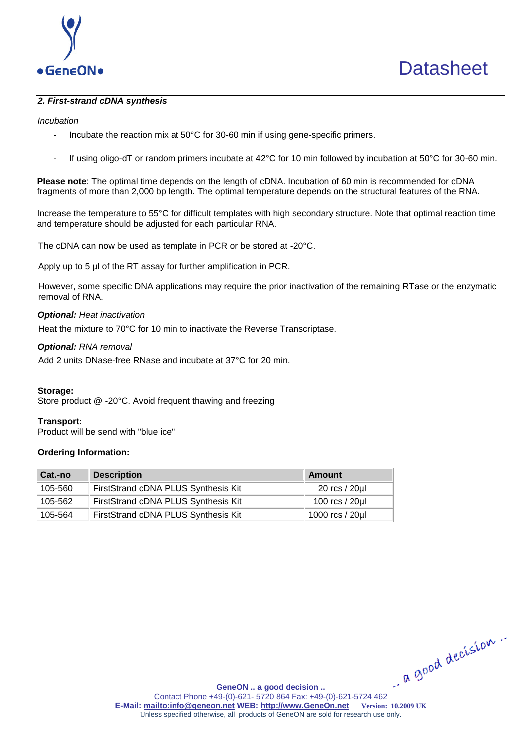## *2. First-strand cDNA synthesis*

*Incubation*

- Incubate the reaction mix at 50°C for 30-60 min if using gene-specific primers.
- If using oligo-dT or random primers incubate at 42°C for 10 min followed by incubation at 50°C for 30-60 min.

**Please note**: The optimal time depends on the length of cDNA. Incubation of 60 min is recommended for cDNA fragments of more than 2,000 bp length. The optimal temperature depends on the structural features of the RNA.

Increase the temperature to 55°C for difficult templates with high secondary structure. Note that optimal reaction time and temperature should be adjusted for each particular RNA.

The cDNA can now be used as template in PCR or be stored at -20°C.

Apply up to 5 µl of the RT assay for further amplification in PCR.

However, some specific DNA applications may require the prior inactivation of the remaining RTase or the enzymatic removal of RNA.

***Optional:*** *Heat inactivation*

Heat the mixture to 70°C for 10 min to inactivate the Reverse Transcriptase.

***Optional:*** *RNA removal*

Add 2 units DNase-free RNase and incubate at 37°C for 20 min.

**Storage:**
Store product @ -20°C. Avoid frequent thawing and freezing

**Transport:**
Product will be send with "blue ice"

**Ordering Information:**

| Cat.-no | Description | Amount |
|---|---|---|
| 105-560 | FirstStrand cDNA PLUS Synthesis Kit | 20 rcs / 20µl |
| 105-562 | FirstStrand cDNA PLUS Synthesis Kit | 100 rcs / 20µl |
| 105-564 | FirstStrand cDNA PLUS Synthesis Kit | 1000 rcs / 20µl |